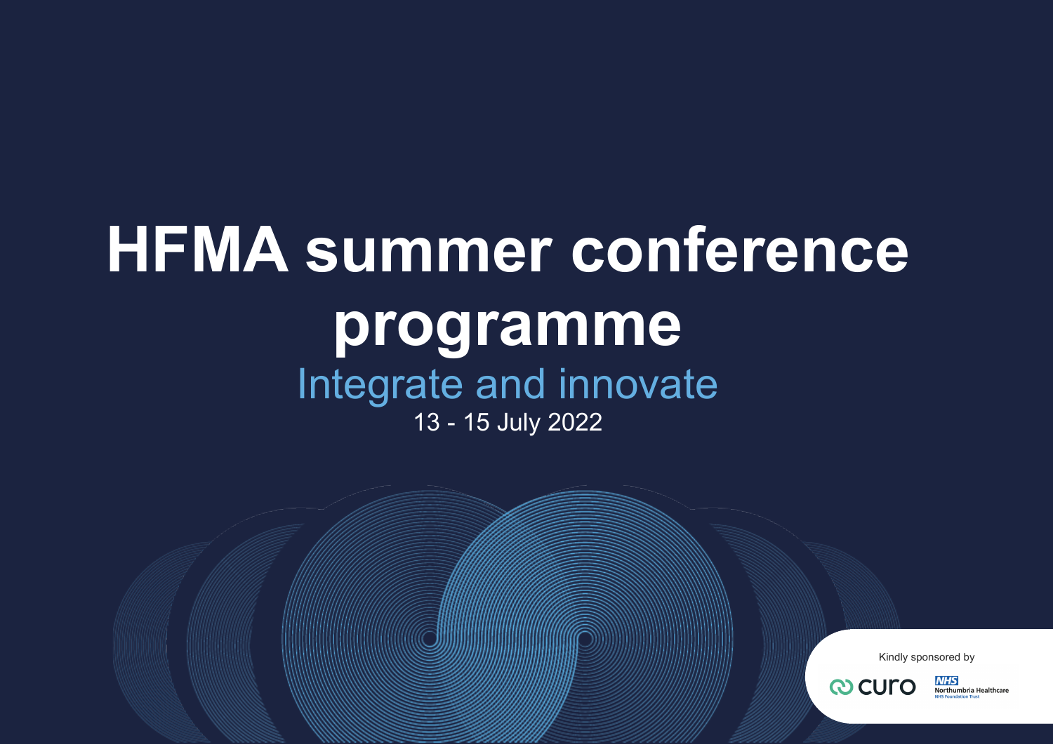# HFMA summer conference programme

## Integrate and innovate

13 - 15 July 2022

Kindly sponsored by

curo

NHS Northumbria Healthcare NHS Foundation Trust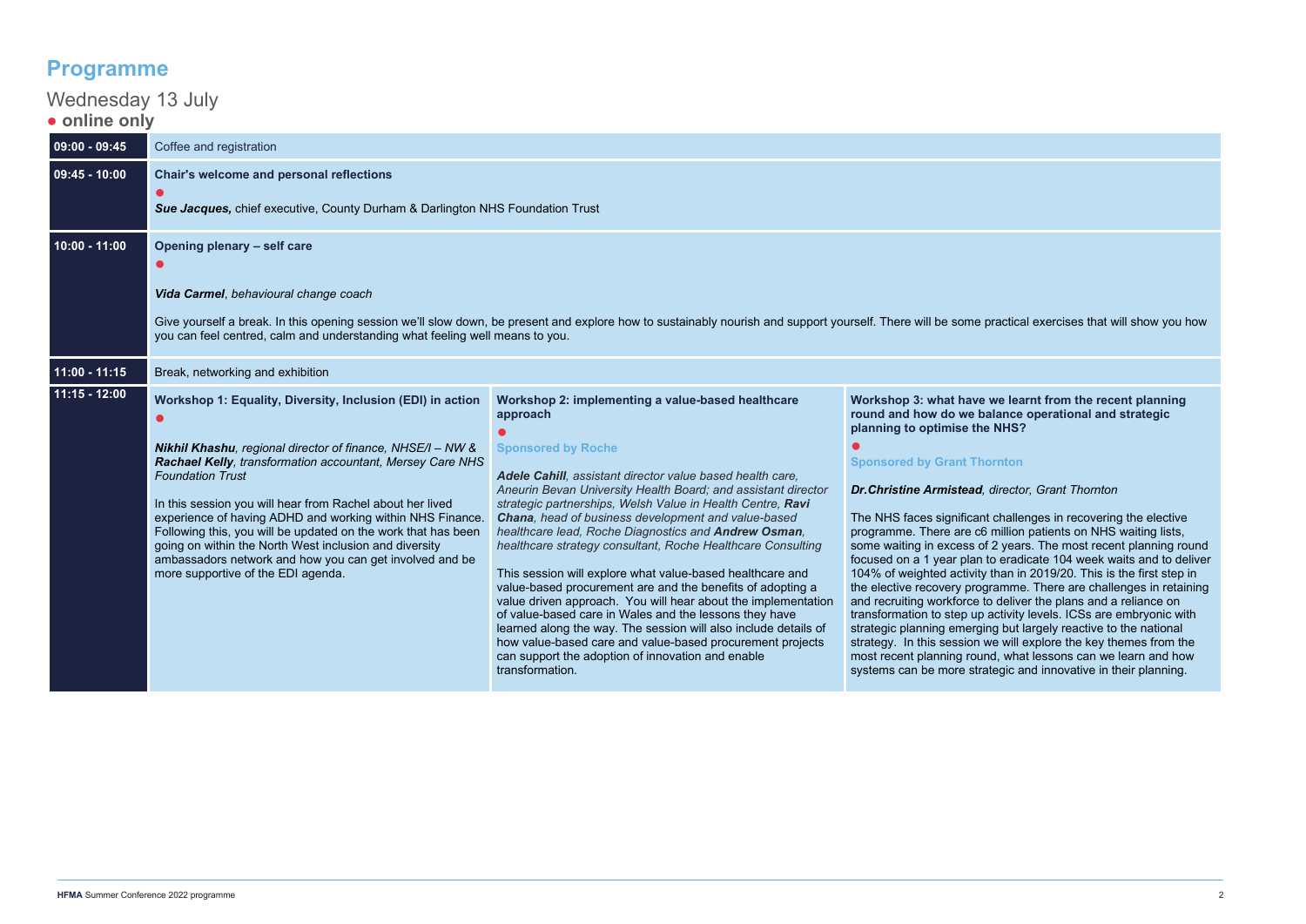# Programme

## Wednesday 13 July

● **online only**

| | |
|---|---|
| **09:00 - 09:45** | Coffee and registration |
| **09:45 - 10:00** | **Chair's welcome and personal reflections**<br>●<br>***Sue Jacques,*** chief executive, County Durham & Darlington NHS Foundation Trust |
| **10:00 - 11:00** | **Opening plenary – self care**<br>●<br>***Vida Carmel***, *behavioural change coach*<br>Give yourself a break. In this opening session we'll slow down, be present and explore how to sustainably nourish and support yourself. There will be some practical exercises that will show you how you can feel centred, calm and understanding what feeling well means to you. |
| **11:00 - 11:15** | Break, networking and exhibition |
| **11:15 - 12:00** | See workshops below |

**11:15 - 12:00**

| Workshop 1 | Workshop 2 | Workshop 3 |
|---|---|---|
| **Workshop 1: Equality, Diversity, Inclusion (EDI) in action**<br>●<br>***Nikhil Khashu****, regional director of finance, NHSE/I – NW &* ***Rachael Kelly****, transformation accountant, Mersey Care NHS Foundation Trust*<br>In this session you will hear from Rachel about her lived experience of having ADHD and working within NHS Finance. Following this, you will be updated on the work that has been going on within the North West inclusion and diversity ambassadors network and how you can get involved and be more supportive of the EDI agenda. | **Workshop 2: implementing a value-based healthcare approach**<br>●<br>**Sponsored by Roche**<br>***Adele Cahill****, assistant director value based health care, Aneurin Bevan University Health Board; and assistant director strategic partnerships, Welsh Value in Health Centre,* ***Ravi Chana****, head of business development and value-based healthcare lead, Roche Diagnostics and* ***Andrew Osman****, healthcare strategy consultant, Roche Healthcare Consulting*<br>This session will explore what value-based healthcare and value-based procurement are and the benefits of adopting a value driven approach. You will hear about the implementation of value-based care in Wales and the lessons they have learned along the way. The session will also include details of how value-based care and value-based procurement projects can support the adoption of innovation and enable transformation. | **Workshop 3: what have we learnt from the recent planning round and how do we balance operational and strategic planning to optimise the NHS?**<br>●<br>**Sponsored by Grant Thornton**<br>***Dr.Christine Armistead****, director, Grant Thornton*<br>The NHS faces significant challenges in recovering the elective programme. There are c6 million patients on NHS waiting lists, some waiting in excess of 2 years. The most recent planning round focused on a 1 year plan to eradicate 104 week waits and to deliver 104% of weighted activity than in 2019/20. This is the first step in the elective recovery programme. There are challenges in retaining and recruiting workforce to deliver the plans and a reliance on transformation to step up activity levels. ICSs are embryonic with strategic planning emerging but largely reactive to the national strategy. In this session we will explore the key themes from the most recent planning round, what lessons can we learn and how systems can be more strategic and innovative in their planning. |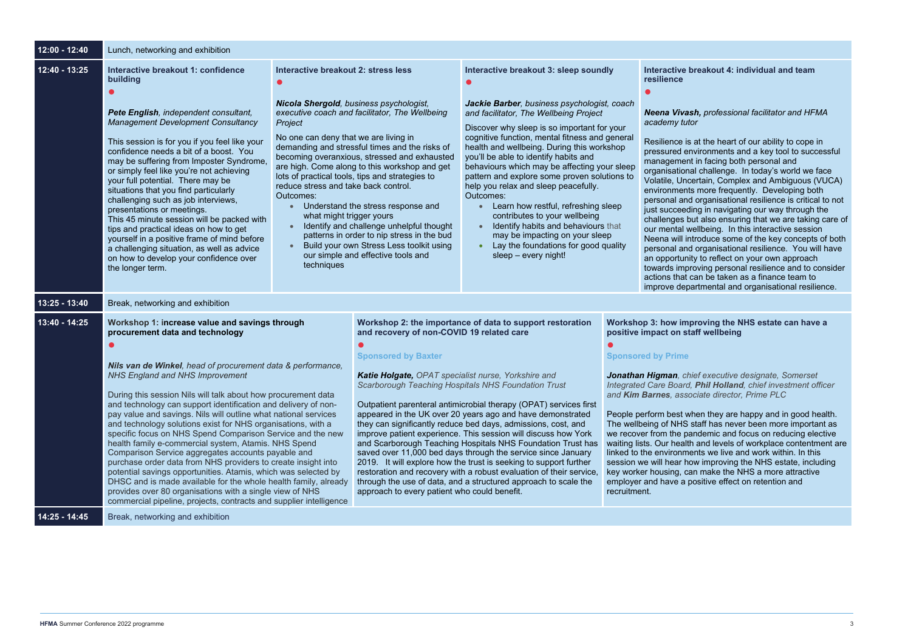## 12:00 - 12:40

Lunch, networking and exhibition

## 12:40 - 13:25

### Interactive breakout 1: confidence building

●

***Pete English**, independent consultant, Management Development Consultancy*

This session is for you if you feel like your confidence needs a bit of a boost. You may be suffering from Imposter Syndrome, or simply feel like you're not achieving your full potential. There may be situations that you find particularly challenging such as job interviews, presentations or meetings.
This 45 minute session will be packed with tips and practical ideas on how to get yourself in a positive frame of mind before a challenging situation, as well as advice on how to develop your confidence over the longer term.

### Interactive breakout 2: stress less

●

***Nicola Shergold**, business psychologist, executive coach and facilitator, The Wellbeing Project*

No one can deny that we are living in demanding and stressful times and the risks of becoming overanxious, stressed and exhausted are high. Come along to this workshop and get lots of practical tools, tips and strategies to reduce stress and take back control.
Outcomes:

- Understand the stress response and what might trigger yours
- Identify and challenge unhelpful thought patterns in order to nip stress in the bud
- Build your own Stress Less toolkit using our simple and effective tools and techniques

### Interactive breakout 3: sleep soundly

●

***Jackie Barber**, business psychologist, coach and facilitator, The Wellbeing Project*

Discover why sleep is so important for your cognitive function, mental fitness and general health and wellbeing. During this workshop you'll be able to identify habits and behaviours which may be affecting your sleep pattern and explore some proven solutions to help you relax and sleep peacefully.
Outcomes:

- Learn how restful, refreshing sleep contributes to your wellbeing
- Identify habits and behaviours that may be impacting on your sleep
- Lay the foundations for good quality sleep – every night!

### Interactive breakout 4: individual and team resilience

●

***Neena Vivash,** professional facilitator and HFMA academy tutor*

Resilience is at the heart of our ability to cope in pressured environments and a key tool to successful management in facing both personal and organisational challenge. In today's world we face Volatile, Uncertain, Complex and Ambiguous (VUCA) environments more frequently. Developing both personal and organisational resilience is critical to not just succeeding in navigating our way through the challenges but also ensuring that we are taking care of our mental wellbeing. In this interactive session Neena will introduce some of the key concepts of both personal and organisational resilience. You will have an opportunity to reflect on your own approach towards improving personal resilience and to consider actions that can be taken as a finance team to improve departmental and organisational resilience.

## 13:25 - 13:40

Break, networking and exhibition

## 13:40 - 14:25

### Workshop 1: increase value and savings through procurement data and technology

●

***Nils van de Winkel**, head of procurement data & performance, NHS England and NHS Improvement*

During this session Nils will talk about how procurement data and technology can support identification and delivery of non-pay value and savings. Nils will outline what national services and technology solutions exist for NHS organisations, with a specific focus on NHS Spend Comparison Service and the new health family e-commercial system, Atamis. NHS Spend Comparison Service aggregates accounts payable and purchase order data from NHS providers to create insight into potential savings opportunities. Atamis, which was selected by DHSC and is made available for the whole health family, already provides over 80 organisations with a single view of NHS commercial pipeline, projects, contracts and supplier intelligence

### Workshop 2: the importance of data to support restoration and recovery of non-COVID 19 related care

●

**Sponsored by Baxter**

***Katie Holgate,** OPAT specialist nurse, Yorkshire and Scarborough Teaching Hospitals NHS Foundation Trust*

Outpatient parenteral antimicrobial therapy (OPAT) services first appeared in the UK over 20 years ago and have demonstrated they can significantly reduce bed days, admissions, cost, and improve patient experience. This session will discuss how York and Scarborough Teaching Hospitals NHS Foundation Trust has saved over 11,000 bed days through the service since January 2019. It will explore how the trust is seeking to support further restoration and recovery with a robust evaluation of their service, through the use of data, and a structured approach to scale the approach to every patient who could benefit.

### Workshop 3: how improving the NHS estate can have a positive impact on staff wellbeing

●

**Sponsored by Prime**

***Jonathan Higman**, chief executive designate, Somerset Integrated Care Board, **Phil Holland**, chief investment officer and **Kim Barnes**, associate director, Prime PLC*

People perform best when they are happy and in good health. The wellbeing of NHS staff has never been more important as we recover from the pandemic and focus on reducing elective waiting lists. Our health and levels of workplace contentment are linked to the environments we live and work within. In this session we will hear how improving the NHS estate, including key worker housing, can make the NHS a more attractive employer and have a positive effect on retention and recruitment.

## 14:25 - 14:45

Break, networking and exhibition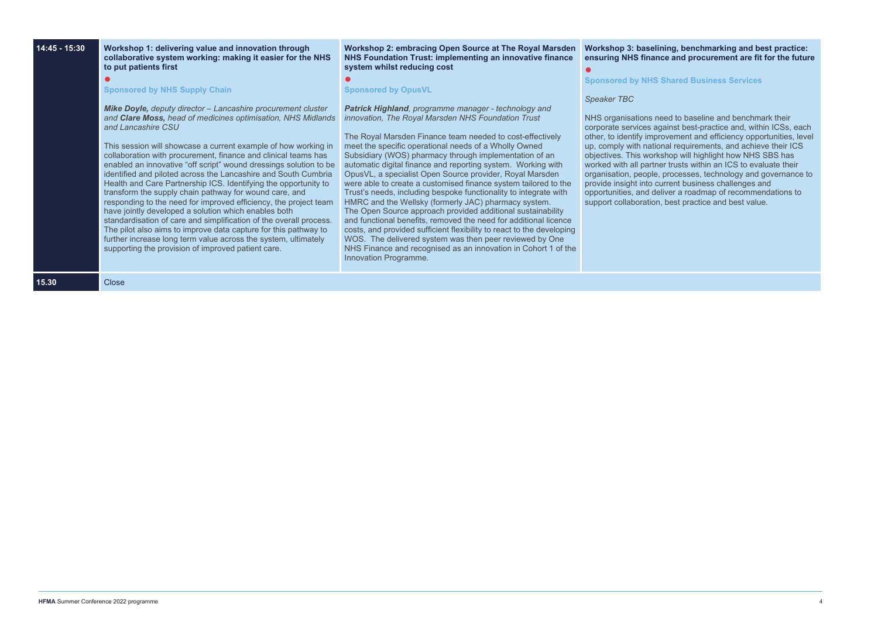**14:45 - 15:30**

### Workshop 1: delivering value and innovation through collaborative system working: making it easier for the NHS to put patients first

**Sponsored by NHS Supply Chain**

***Mike Doyle,*** *deputy director – Lancashire procurement cluster and* ***Clare Moss,*** *head of medicines optimisation, NHS Midlands and Lancashire CSU*

This session will showcase a current example of how working in collaboration with procurement, finance and clinical teams has enabled an innovative "off script" wound dressings solution to be identified and piloted across the Lancashire and South Cumbria Health and Care Partnership ICS. Identifying the opportunity to transform the supply chain pathway for wound care, and responding to the need for improved efficiency, the project team have jointly developed a solution which enables both standardisation of care and simplification of the overall process. The pilot also aims to improve data capture for this pathway to further increase long term value across the system, ultimately supporting the provision of improved patient care.

### Workshop 2: embracing Open Source at The Royal Marsden NHS Foundation Trust: implementing an innovative finance system whilst reducing cost

**Sponsored by OpusVL**

***Patrick Highland****, programme manager - technology and innovation, The Royal Marsden NHS Foundation Trust*

The Royal Marsden Finance team needed to cost-effectively meet the specific operational needs of a Wholly Owned Subsidiary (WOS) pharmacy through implementation of an automatic digital finance and reporting system. Working with OpusVL, a specialist Open Source provider, Royal Marsden were able to create a customised finance system tailored to the Trust's needs, including bespoke functionality to integrate with HMRC and the Wellsky (formerly JAC) pharmacy system. The Open Source approach provided additional sustainability and functional benefits, removed the need for additional licence costs, and provided sufficient flexibility to react to the developing WOS. The delivered system was then peer reviewed by One NHS Finance and recognised as an innovation in Cohort 1 of the Innovation Programme.

### Workshop 3: baselining, benchmarking and best practice: ensuring NHS finance and procurement are fit for the future

**Sponsored by NHS Shared Business Services**

*Speaker TBC*

NHS organisations need to baseline and benchmark their corporate services against best-practice and, within ICSs, each other, to identify improvement and efficiency opportunities, level up, comply with national requirements, and achieve their ICS objectives. This workshop will highlight how NHS SBS has worked with all partner trusts within an ICS to evaluate their organisation, people, processes, technology and governance to provide insight into current business challenges and opportunities, and deliver a roadmap of recommendations to support collaboration, best practice and best value.

**15.30** Close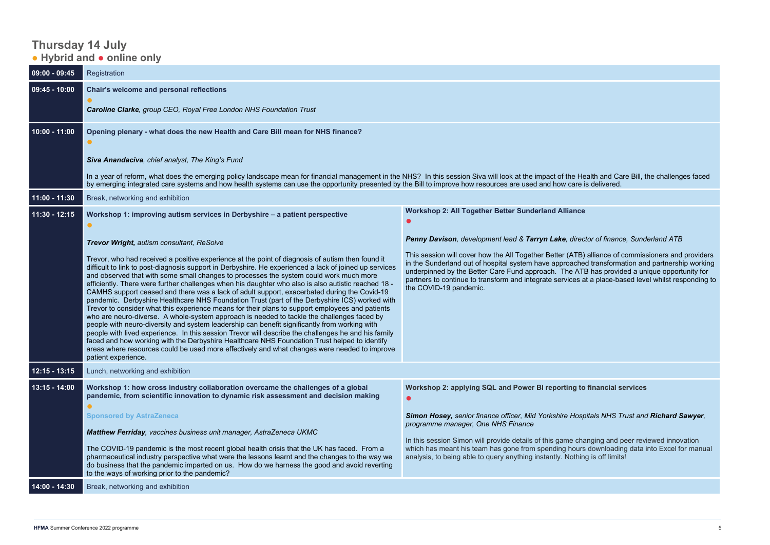## Thursday 14 July

### ● Hybrid and ● online only

| | | |
|---|---|---|
| 09:00 - 09:45 | Registration | |
| 09:45 - 10:00 | **Chair's welcome and personal reflections**<br>●<br>***Caroline Clarke**, group CEO, Royal Free London NHS Foundation Trust* | |
| 10:00 - 11:00 | **Opening plenary - what does the new Health and Care Bill mean for NHS finance?**<br>●<br>***Siva Anandaciva**, chief analyst, The King's Fund*<br><br>In a year of reform, what does the emerging policy landscape mean for financial management in the NHS? In this session Siva will look at the impact of the Health and Care Bill, the challenges faced by emerging integrated care systems and how health systems can use the opportunity presented by the Bill to improve how resources are used and how care is delivered. | |
| 11:00 - 11:30 | Break, networking and exhibition | |
| 11:30 - 12:15 | **Workshop 1: improving autism services in Derbyshire – a patient perspective**<br>●<br>***Trevor Wright,** autism consultant, ReSolve*<br><br>Trevor, who had received a positive experience at the point of diagnosis of autism then found it difficult to link to post-diagnosis support in Derbyshire. He experienced a lack of joined up services and observed that with some small changes to processes the system could work much more efficiently. There were further challenges when his daughter who also is also autistic reached 18 - CAMHS support ceased and there was a lack of adult support, exacerbated during the Covid-19 pandemic. Derbyshire Healthcare NHS Foundation Trust (part of the Derbyshire ICS) worked with Trevor to consider what this experience means for their plans to support employees and patients who are neuro-diverse. A whole-system approach is needed to tackle the challenges faced by people with neuro-diversity and system leadership can benefit significantly from working with people with lived experience. In this session Trevor will describe the challenges he and his family faced and how working with the Derbyshire Healthcare NHS Foundation Trust helped to identify areas where resources could be used more effectively and what changes were needed to improve patient experience. | **Workshop 2: All Together Better Sunderland Alliance**<br>●<br>***Penny Davison**, development lead & **Tarryn Lake**, director of finance, Sunderland ATB*<br><br>This session will cover how the All Together Better (ATB) alliance of commissioners and providers in the Sunderland out of hospital system have approached transformation and partnership working underpinned by the Better Care Fund approach. The ATB has provided a unique opportunity for partners to continue to transform and integrate services at a place-based level whilst responding to the COVID-19 pandemic. |
| 12:15 - 13:15 | Lunch, networking and exhibition | |
| 13:15 - 14:00 | **Workshop 1: how cross industry collaboration overcame the challenges of a global pandemic, from scientific innovation to dynamic risk assessment and decision making**<br>●<br>Sponsored by AstraZeneca<br>***Matthew Ferriday**, vaccines business unit manager, AstraZeneca UKMC*<br><br>The COVID-19 pandemic is the most recent global health crisis that the UK has faced. From a pharmaceutical industry perspective what were the lessons learnt and the changes to the way we do business that the pandemic imparted on us. How do we harness the good and avoid reverting to the ways of working prior to the pandemic? | **Workshop 2: applying SQL and Power BI reporting to financial services**<br>●<br>***Simon Hosey,** senior finance officer, Mid Yorkshire Hospitals NHS Trust and **Richard Sawyer**, programme manager, One NHS Finance*<br><br>In this session Simon will provide details of this game changing and peer reviewed innovation which has meant his team has gone from spending hours downloading data into Excel for manual analysis, to being able to query anything instantly. Nothing is off limits! |
| 14:00 - 14:30 | Break, networking and exhibition | |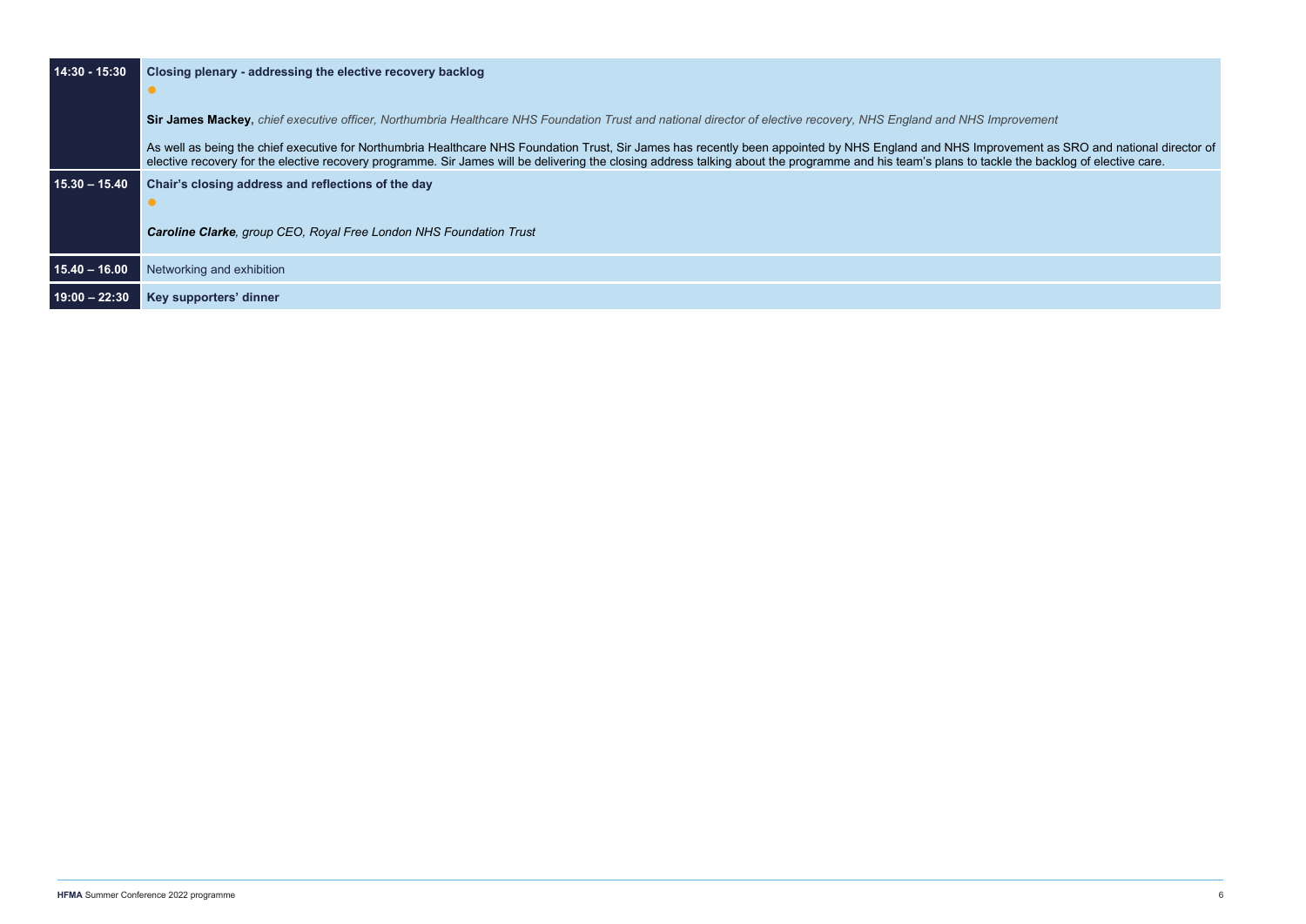| | |
|---|---|
| **14:30 - 15:30** | **Closing plenary - addressing the elective recovery backlog**<br><br>**Sir James Mackey,** *chief executive officer, Northumbria Healthcare NHS Foundation Trust and national director of elective recovery, NHS England and NHS Improvement*<br><br>As well as being the chief executive for Northumbria Healthcare NHS Foundation Trust, Sir James has recently been appointed by NHS England and NHS Improvement as SRO and national director of elective recovery for the elective recovery programme. Sir James will be delivering the closing address talking about the programme and his team's plans to tackle the backlog of elective care. |
| **15.30 – 15.40** | **Chair's closing address and reflections of the day**<br><br>***Caroline Clarke****, group CEO, Royal Free London NHS Foundation Trust* |
| **15.40 – 16.00** | Networking and exhibition |
| **19:00 – 22:30** | **Key supporters' dinner** |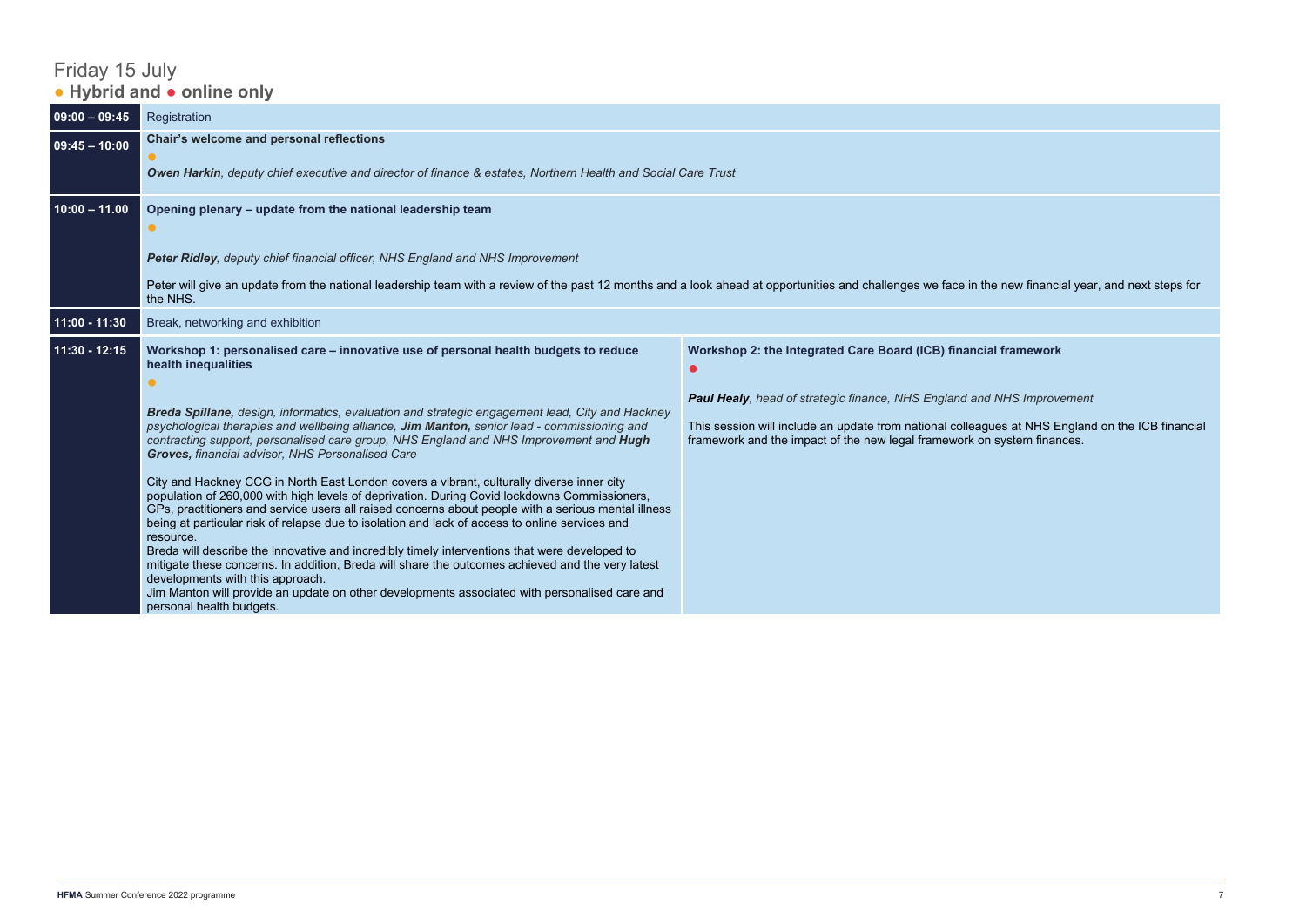# Friday 15 July

**● Hybrid and ● online only**

| Time | Session | |
|---|---|---|
| 09:00 – 09:45 | Registration | |
| 09:45 – 10:00 | **Chair's welcome and personal reflections**<br>●<br>***Owen Harkin**, deputy chief executive and director of finance & estates, Northern Health and Social Care Trust* | |
| 10:00 – 11.00 | **Opening plenary – update from the national leadership team**<br>●<br>***Peter Ridley**, deputy chief financial officer, NHS England and NHS Improvement*<br>Peter will give an update from the national leadership team with a review of the past 12 months and a look ahead at opportunities and challenges we face in the new financial year, and next steps for the NHS. | |
| 11:00 - 11:30 | Break, networking and exhibition | |
| 11:30 - 12:15 | **Workshop 1: personalised care – innovative use of personal health budgets to reduce health inequalities**<br>●<br>***Breda Spillane,** design, informatics, evaluation and strategic engagement lead, City and Hackney psychological therapies and wellbeing alliance, **Jim Manton,** senior lead - commissioning and contracting support, personalised care group, NHS England and NHS Improvement and **Hugh Groves,** financial advisor, NHS Personalised Care*<br>City and Hackney CCG in North East London covers a vibrant, culturally diverse inner city population of 260,000 with high levels of deprivation. During Covid lockdowns Commissioners, GPs, practitioners and service users all raised concerns about people with a serious mental illness being at particular risk of relapse due to isolation and lack of access to online services and resource.<br>Breda will describe the innovative and incredibly timely interventions that were developed to mitigate these concerns. In addition, Breda will share the outcomes achieved and the very latest developments with this approach.<br>Jim Manton will provide an update on other developments associated with personalised care and personal health budgets. | **Workshop 2: the Integrated Care Board (ICB) financial framework**<br>●<br>***Paul Healy**, head of strategic finance, NHS England and NHS Improvement*<br>This session will include an update from national colleagues at NHS England on the ICB financial framework and the impact of the new legal framework on system finances. |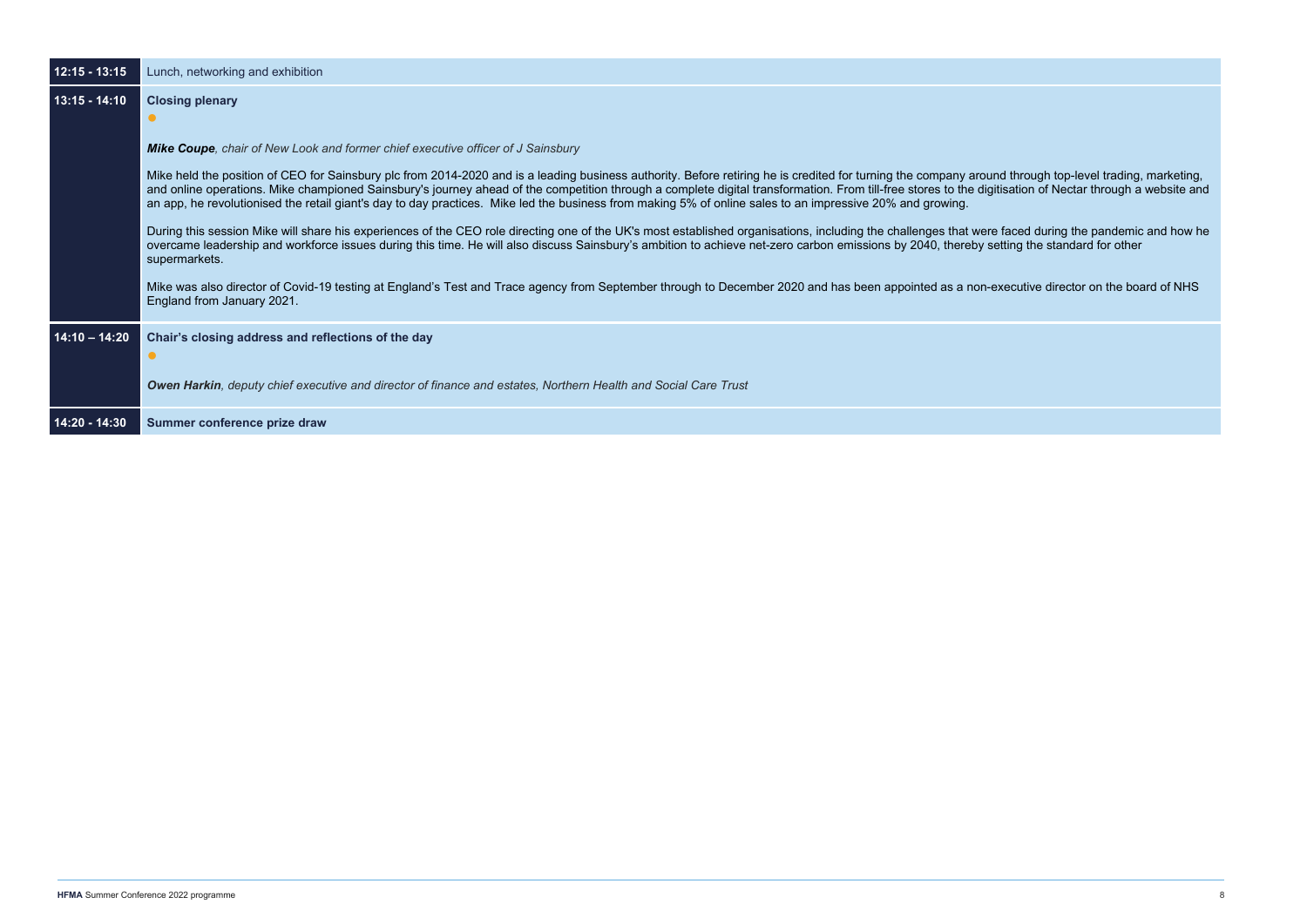| | |
|---|---|
| **12:15 - 13:15** | Lunch, networking and exhibition |
| **13:15 - 14:10** | **Closing plenary**<br><br>***Mike Coupe****, chair of New Look and former chief executive officer of J Sainsbury*<br><br>Mike held the position of CEO for Sainsbury plc from 2014-2020 and is a leading business authority. Before retiring he is credited for turning the company around through top-level trading, marketing, and online operations. Mike championed Sainsbury's journey ahead of the competition through a complete digital transformation. From till-free stores to the digitisation of Nectar through a website and an app, he revolutionised the retail giant's day to day practices. Mike led the business from making 5% of online sales to an impressive 20% and growing.<br><br>During this session Mike will share his experiences of the CEO role directing one of the UK's most established organisations, including the challenges that were faced during the pandemic and how he overcame leadership and workforce issues during this time. He will also discuss Sainsbury's ambition to achieve net-zero carbon emissions by 2040, thereby setting the standard for other supermarkets.<br><br>Mike was also director of Covid-19 testing at England's Test and Trace agency from September through to December 2020 and has been appointed as a non-executive director on the board of NHS England from January 2021. |
| **14:10 – 14:20** | **Chair's closing address and reflections of the day**<br><br>***Owen Harkin****, deputy chief executive and director of finance and estates, Northern Health and Social Care Trust* |
| **14:20 - 14:30** | **Summer conference prize draw** |